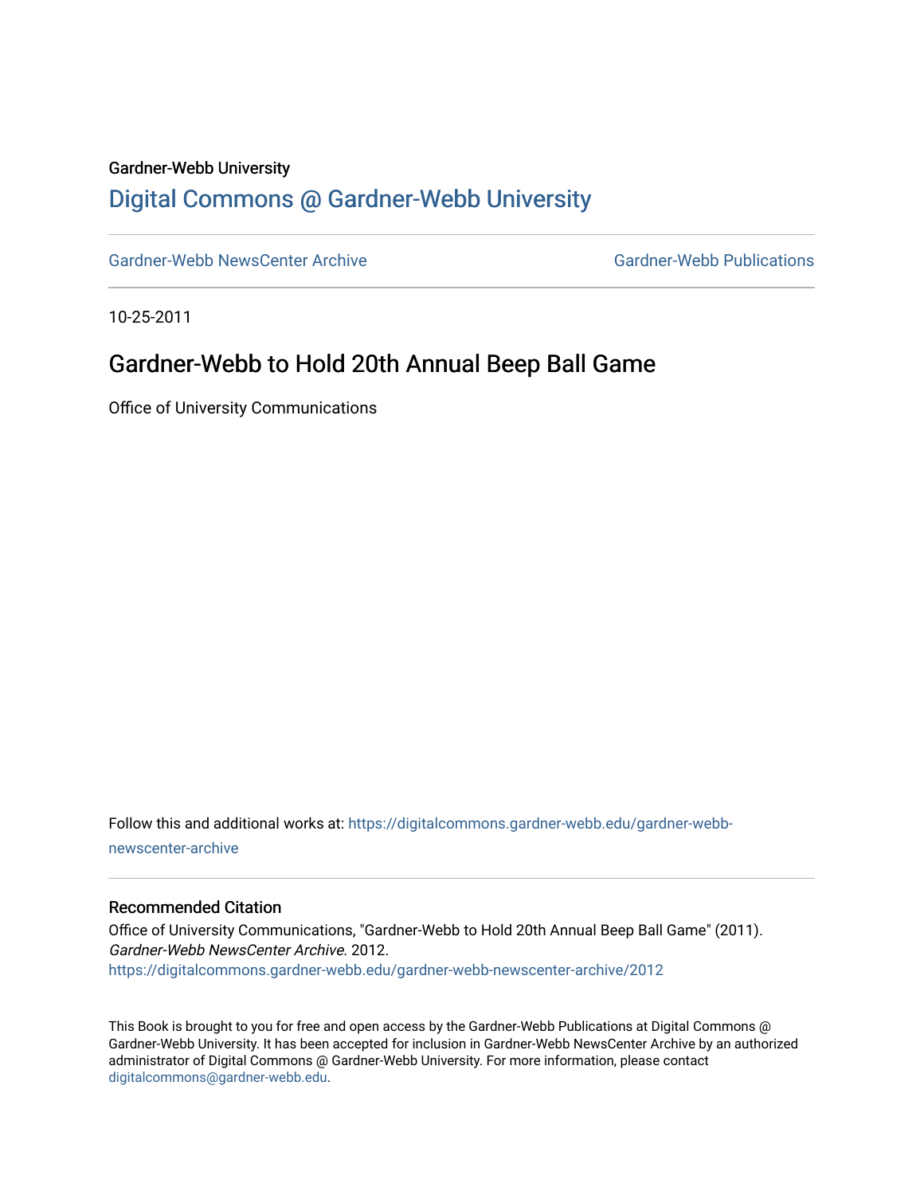Gardner-Webb University

## Digital Commons @ Gardner-Webb University

Gardner-Webb NewsCenter Archive | Gardner-Webb Publications

10-25-2011

# Gardner-Webb to Hold 20th Annual Beep Ball Game

Office of University Communications

Follow this and additional works at: https://digitalcommons.gardner-webb.edu/gardner-webb-newscenter-archive

### Recommended Citation

Office of University Communications, "Gardner-Webb to Hold 20th Annual Beep Ball Game" (2011). *Gardner-Webb NewsCenter Archive*. 2012.
https://digitalcommons.gardner-webb.edu/gardner-webb-newscenter-archive/2012

This Book is brought to you for free and open access by the Gardner-Webb Publications at Digital Commons @ Gardner-Webb University. It has been accepted for inclusion in Gardner-Webb NewsCenter Archive by an authorized administrator of Digital Commons @ Gardner-Webb University. For more information, please contact digitalcommons@gardner-webb.edu.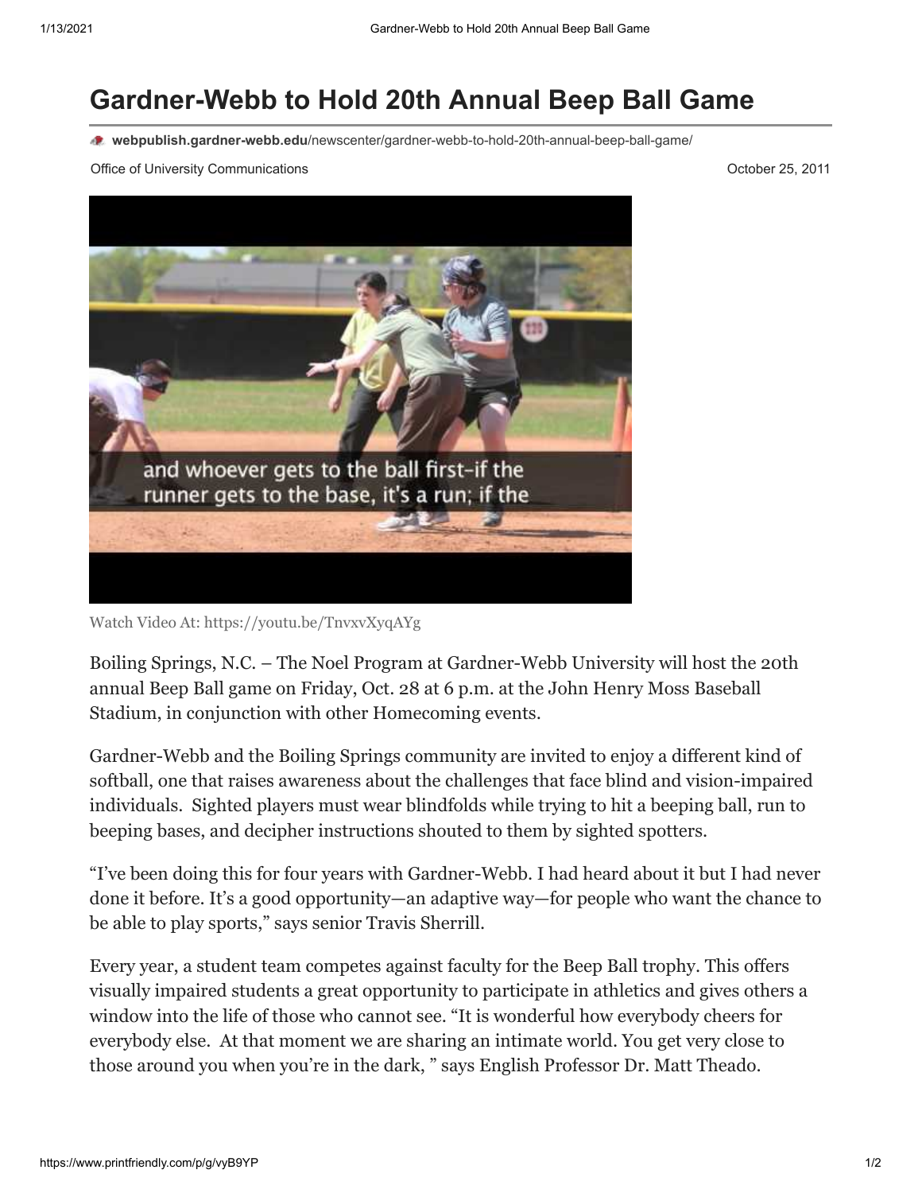# Gardner-Webb to Hold 20th Annual Beep Ball Game

webpublish.gardner-webb.edu/newscenter/gardner-webb-to-hold-20th-annual-beep-ball-game/

Office of University Communications

October 25, 2011

Watch Video At: https://youtu.be/TnvxvXyqAYg

Boiling Springs, N.C. – The Noel Program at Gardner-Webb University will host the 20th annual Beep Ball game on Friday, Oct. 28 at 6 p.m. at the John Henry Moss Baseball Stadium, in conjunction with other Homecoming events.

Gardner-Webb and the Boiling Springs community are invited to enjoy a different kind of softball, one that raises awareness about the challenges that face blind and vision-impaired individuals. Sighted players must wear blindfolds while trying to hit a beeping ball, run to beeping bases, and decipher instructions shouted to them by sighted spotters.

"I've been doing this for four years with Gardner-Webb. I had heard about it but I had never done it before. It's a good opportunity—an adaptive way—for people who want the chance to be able to play sports," says senior Travis Sherrill.

Every year, a student team competes against faculty for the Beep Ball trophy. This offers visually impaired students a great opportunity to participate in athletics and gives others a window into the life of those who cannot see. "It is wonderful how everybody cheers for everybody else. At that moment we are sharing an intimate world. You get very close to those around you when you're in the dark, " says English Professor Dr. Matt Theado.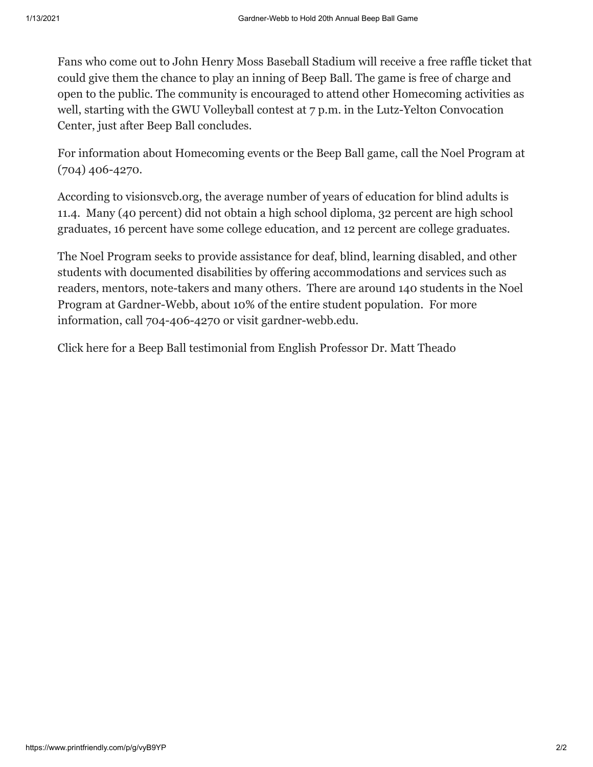Fans who come out to John Henry Moss Baseball Stadium will receive a free raffle ticket that could give them the chance to play an inning of Beep Ball. The game is free of charge and open to the public. The community is encouraged to attend other Homecoming activities as well, starting with the GWU Volleyball contest at 7 p.m. in the Lutz-Yelton Convocation Center, just after Beep Ball concludes.

For information about Homecoming events or the Beep Ball game, call the Noel Program at (704) 406-4270.

According to visionsvcb.org, the average number of years of education for blind adults is 11.4. Many (40 percent) did not obtain a high school diploma, 32 percent are high school graduates, 16 percent have some college education, and 12 percent are college graduates.

The Noel Program seeks to provide assistance for deaf, blind, learning disabled, and other students with documented disabilities by offering accommodations and services such as readers, mentors, note-takers and many others. There are around 140 students in the Noel Program at Gardner-Webb, about 10% of the entire student population. For more information, call 704-406-4270 or visit gardner-webb.edu.

Click here for a Beep Ball testimonial from English Professor Dr. Matt Theado